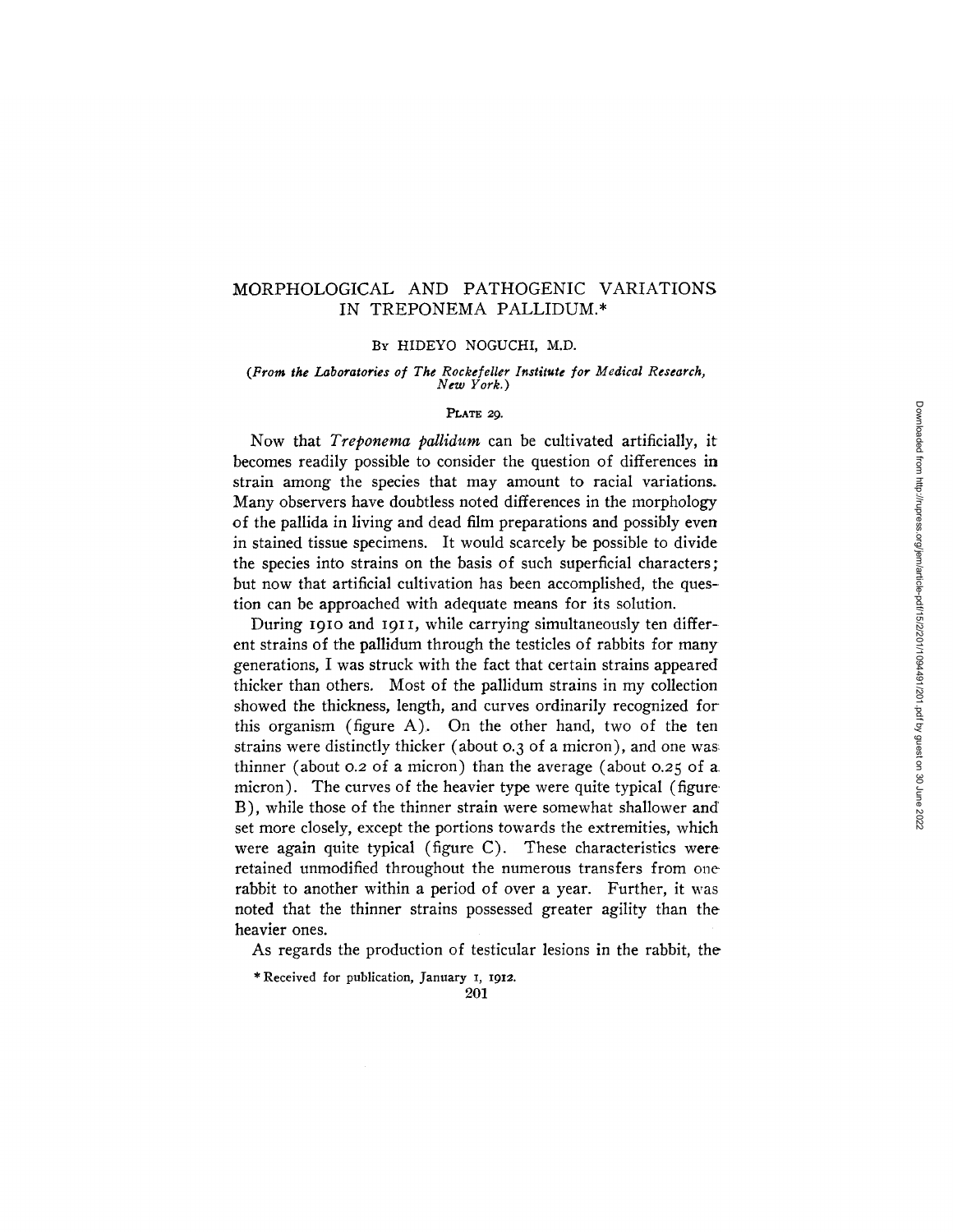# MORPHOLOGICAL AND PATHOGENIC VARIATIONS IN TREPONEMA PALLIDUM.*

By HIDEYO NOGUCHI, M.D.

*(From the Laboratories of The Rockefeller Institute for Medical Research, New York.)*

PLATE 29.

Now that *Treponema pallidum* can be cultivated artificially, it becomes readily possible to consider the question of differences in strain among the species that may amount to racial variations. Many observers have doubtless noted differences in the morphology of the pallida in living and dead film preparations and possibly even in stained tissue specimens. It would scarcely be possible to divide the species into strains on the basis of such superficial characters; but now that artificial cultivation has been accomplished, the question can be approached with adequate means for its solution.

During 1910 and 1911, while carrying simultaneously ten different strains of the pallidum through the testicles of rabbits for many generations, I was struck with the fact that certain strains appeared thicker than others. Most of the pallidum strains in my collection showed the thickness, length, and curves ordinarily recognized for this organism (figure A). On the other hand, two of the ten strains were distinctly thicker (about 0.3 of a micron), and one was thinner (about 0.2 of a micron) than the average (about 0.25 of a micron). The curves of the heavier type were quite typical (figure B), while those of the thinner strain were somewhat shallower and set more closely, except the portions towards the extremities, which were again quite typical (figure C). These characteristics were retained unmodified throughout the numerous transfers from one rabbit to another within a period of over a year. Further, it was noted that the thinner strains possessed greater agility than the heavier ones.

As regards the production of testicular lesions in the rabbit, the

\* Received for publication, January 1, 1912.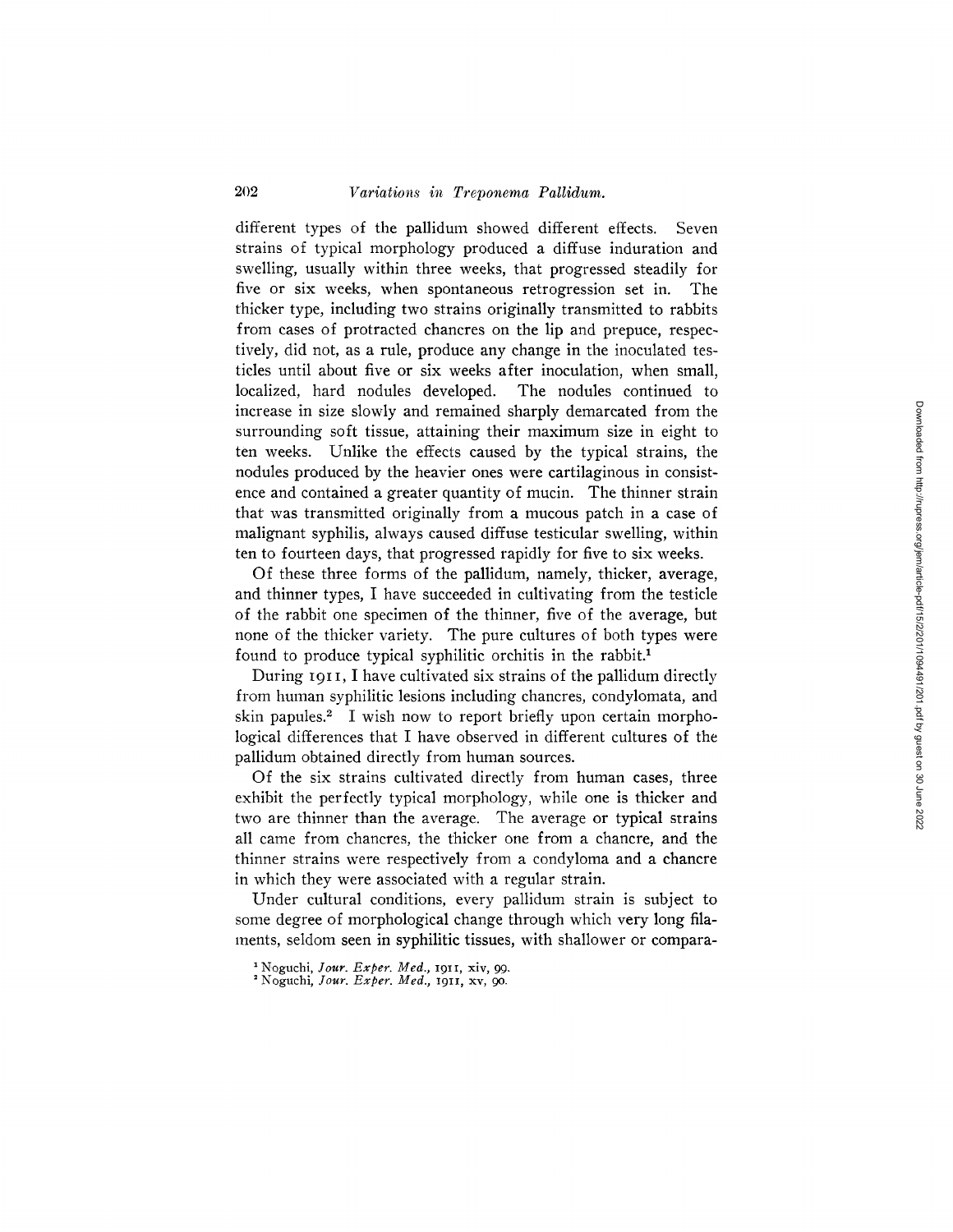different types of the pallidum showed different effects. Seven strains of typical morphology produced a diffuse induration and swelling, usually within three weeks, that progressed steadily for five or six weeks, when spontaneous retrogression set in. The thicker type, including two strains originally transmitted to rabbits from cases of protracted chancres on the lip and prepuce, respectively, did not, as a rule, produce any change in the inoculated testicles until about five or six weeks after inoculation, when small, localized, hard nodules developed. The nodules continued to increase in size slowly and remained sharply demarcated from the surrounding soft tissue, attaining their maximum size in eight to ten weeks. Unlike the effects caused by the typical strains, the nodules produced by the heavier ones were cartilaginous in consistence and contained a greater quantity of mucin. The thinner strain that was transmitted originally from a mucous patch in a case of malignant syphilis, always caused diffuse testicular swelling, within ten to fourteen days, that progressed rapidly for five to six weeks.

Of these three forms of the pallidum, namely, thicker, average, and thinner types, I have succeeded in cultivating from the testicle of the rabbit one specimen of the thinner, five of the average, but none of the thicker variety. The pure cultures of both types were found to produce typical syphilitic orchitis in the rabbit.[1]

During 1911, I have cultivated six strains of the pallidum directly from human syphilitic lesions including chancres, condylomata, and skin papules.[2] I wish now to report briefly upon certain morphological differences that I have observed in different cultures of the pallidum obtained directly from human sources.

Of the six strains cultivated directly from human cases, three exhibit the perfectly typical morphology, while one is thicker and two are thinner than the average. The average or typical strains all came from chancres, the thicker one from a chancre, and the thinner strains were respectively from a condyloma and a chancre in which they were associated with a regular strain.

Under cultural conditions, every pallidum strain is subject to some degree of morphological change through which very long filaments, seldom seen in syphilitic tissues, with shallower or compara-

[1] Noguchi, *Jour. Exper. Med.*, 1911, xiv, 99.

[2] Noguchi, *Jour. Exper. Med.*, 1911, xv, 90.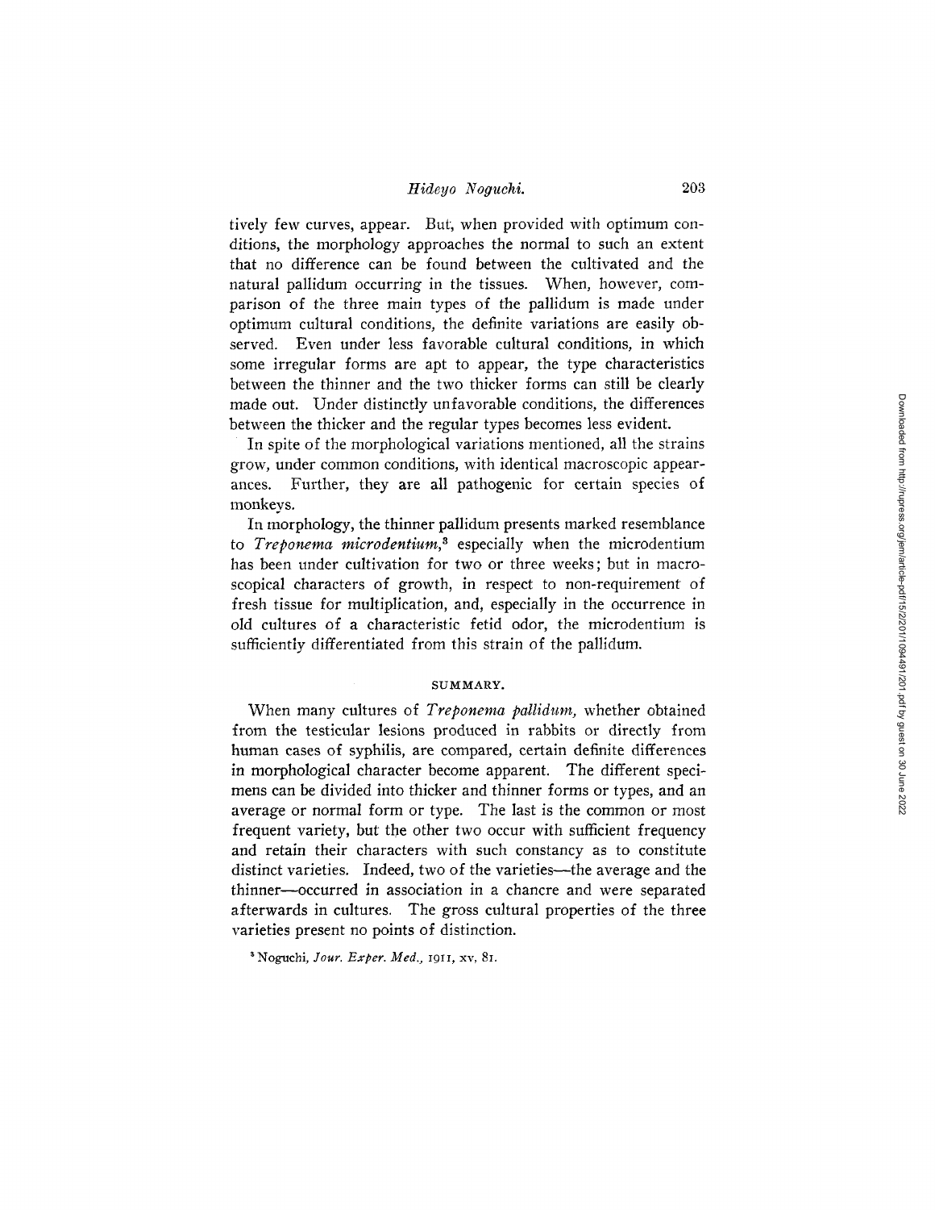tively few curves, appear. But, when provided with optimum conditions, the morphology approaches the normal to such an extent that no difference can be found between the cultivated and the natural pallidum occurring in the tissues. When, however, comparison of the three main types of the pallidum is made under optimum cultural conditions, the definite variations are easily observed. Even under less favorable cultural conditions, in which some irregular forms are apt to appear, the type characteristics between the thinner and the two thicker forms can still be clearly made out. Under distinctly unfavorable conditions, the differences between the thicker and the regular types becomes less evident.

In spite of the morphological variations mentioned, all the strains grow, under common conditions, with identical macroscopic appearances. Further, they are all pathogenic for certain species of monkeys.

In morphology, the thinner pallidum presents marked resemblance to *Treponema microdentium*,[3] especially when the microdentium has been under cultivation for two or three weeks; but in macroscopical characters of growth, in respect to non-requirement of fresh tissue for multiplication, and, especially in the occurrence in old cultures of a characteristic fetid odor, the microdentium is sufficiently differentiated from this strain of the pallidum.

## SUMMARY.

When many cultures of *Treponema pallidum*, whether obtained from the testicular lesions produced in rabbits or directly from human cases of syphilis, are compared, certain definite differences in morphological character become apparent. The different specimens can be divided into thicker and thinner forms or types, and an average or normal form or type. The last is the common or most frequent variety, but the other two occur with sufficient frequency and retain their characters with such constancy as to constitute distinct varieties. Indeed, two of the varieties—the average and the thinner—occurred in association in a chancre and were separated afterwards in cultures. The gross cultural properties of the three varieties present no points of distinction.

[3] Noguchi, *Jour. Exper. Med.*, 1911, xv, 81.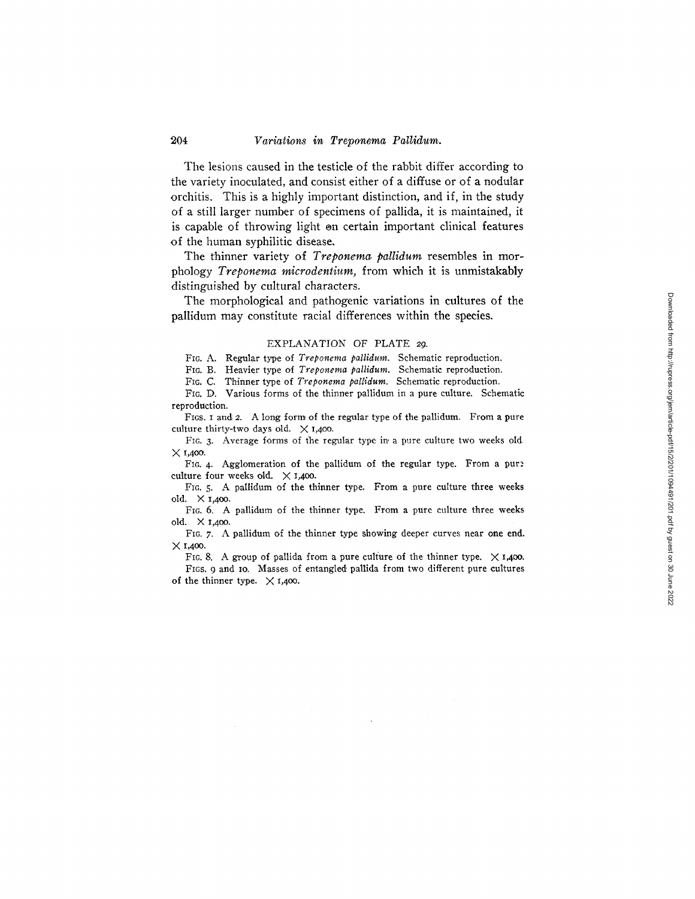The lesions caused in the testicle of the rabbit differ according to the variety inoculated, and consist either of a diffuse or of a nodular orchitis. This is a highly important distinction, and if, in the study of a still larger number of specimens of pallida, it is maintained, it is capable of throwing light on certain important clinical features of the human syphilitic disease.

The thinner variety of *Treponema pallidum* resembles in morphology *Treponema microdentium*, from which it is unmistakably distinguished by cultural characters.

The morphological and pathogenic variations in cultures of the pallidum may constitute racial differences within the species.

## EXPLANATION OF PLATE 29.

FIG. A. Regular type of *Treponema pallidum*. Schematic reproduction.

FIG. B. Heavier type of *Treponema pallidum*. Schematic reproduction.

FIG. C. Thinner type of *Treponema pallidum*. Schematic reproduction.

FIG. D. Various forms of the thinner pallidum in a pure culture. Schematic reproduction.

FIGS. 1 and 2. A long form of the regular type of the pallidum. From a pure culture thirty-two days old. × 1,400.

FIG. 3. Average forms of the regular type in a pure culture two weeks old. × 1,400.

FIG. 4. Agglomeration of the pallidum of the regular type. From a pure culture four weeks old. × 1,400.

FIG. 5. A pallidum of the thinner type. From a pure culture three weeks old. × 1,400.

FIG. 6. A pallidum of the thinner type. From a pure culture three weeks old. × 1,400.

FIG. 7. A pallidum of the thinner type showing deeper curves near one end. × 1,400.

FIG. 8. A group of pallida from a pure culture of the thinner type. × 1,400.

FIGS. 9 and 10. Masses of entangled pallida from two different pure cultures of the thinner type. × 1,400.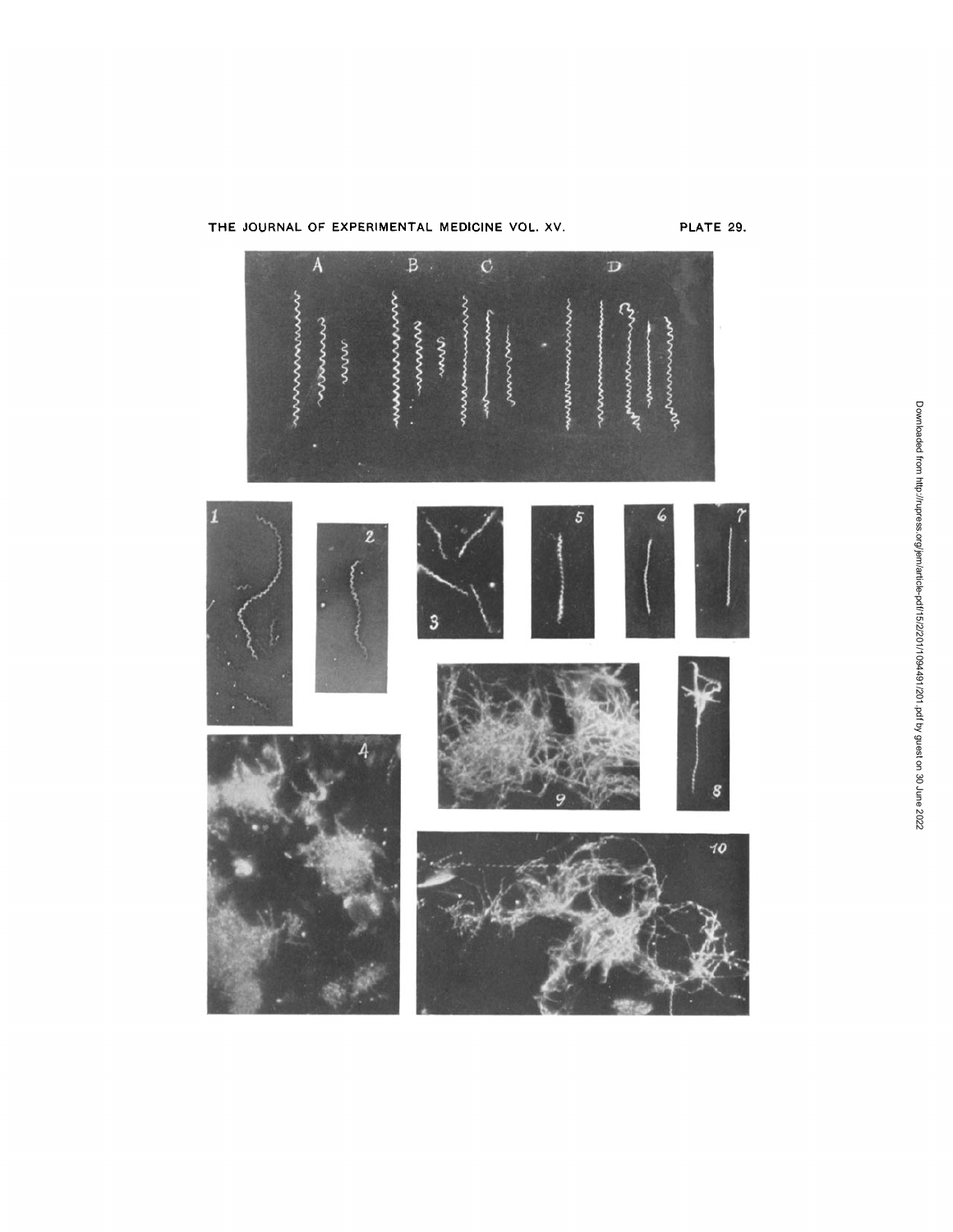PLATE 29.